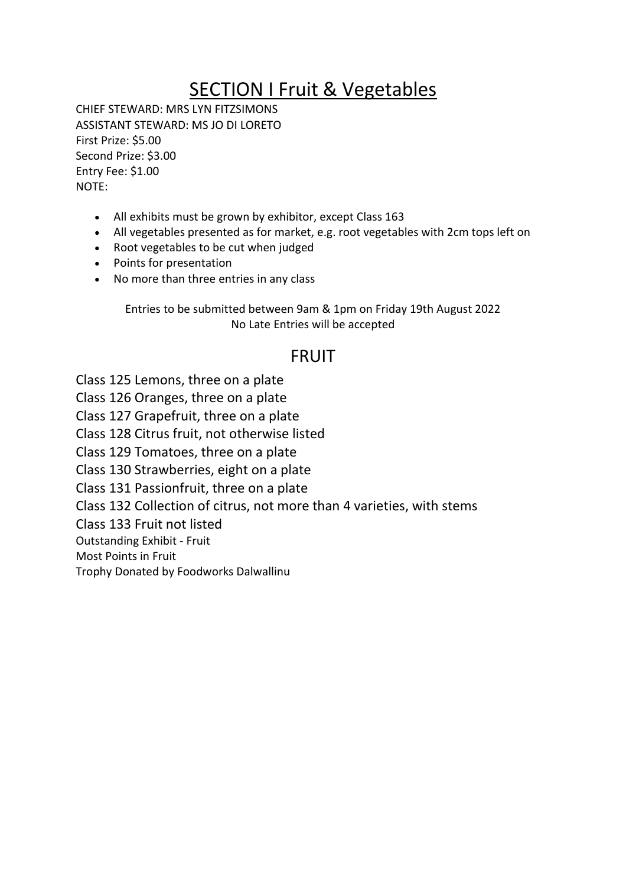# SECTION I Fruit & Vegetables

CHIEF STEWARD: MRS LYN FITZSIMONS
ASSISTANT STEWARD: MS JO DI LORETO
First Prize: $5.00
Second Prize: $3.00
Entry Fee: $1.00
NOTE:

- All exhibits must be grown by exhibitor, except Class 163
- All vegetables presented as for market, e.g. root vegetables with 2cm tops left on
- Root vegetables to be cut when judged
- Points for presentation
- No more than three entries in any class

Entries to be submitted between 9am & 1pm on Friday 19th August 2022
No Late Entries will be accepted

## FRUIT

Class 125 Lemons, three on a plate
Class 126 Oranges, three on a plate
Class 127 Grapefruit, three on a plate
Class 128 Citrus fruit, not otherwise listed
Class 129 Tomatoes, three on a plate
Class 130 Strawberries, eight on a plate
Class 131 Passionfruit, three on a plate
Class 132 Collection of citrus, not more than 4 varieties, with stems
Class 133 Fruit not listed
Outstanding Exhibit - Fruit
Most Points in Fruit
Trophy Donated by Foodworks Dalwallinu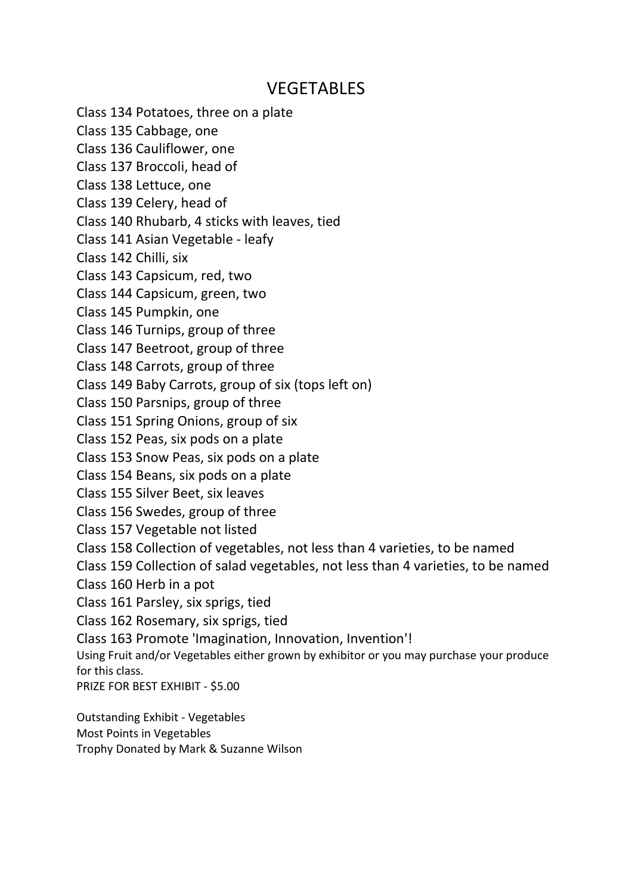# VEGETABLES

Class 134 Potatoes, three on a plate
Class 135 Cabbage, one
Class 136 Cauliflower, one
Class 137 Broccoli, head of
Class 138 Lettuce, one
Class 139 Celery, head of
Class 140 Rhubarb, 4 sticks with leaves, tied
Class 141 Asian Vegetable - leafy
Class 142 Chilli, six
Class 143 Capsicum, red, two
Class 144 Capsicum, green, two
Class 145 Pumpkin, one
Class 146 Turnips, group of three
Class 147 Beetroot, group of three
Class 148 Carrots, group of three
Class 149 Baby Carrots, group of six (tops left on)
Class 150 Parsnips, group of three
Class 151 Spring Onions, group of six
Class 152 Peas, six pods on a plate
Class 153 Snow Peas, six pods on a plate
Class 154 Beans, six pods on a plate
Class 155 Silver Beet, six leaves
Class 156 Swedes, group of three
Class 157 Vegetable not listed
Class 158 Collection of vegetables, not less than 4 varieties, to be named
Class 159 Collection of salad vegetables, not less than 4 varieties, to be named
Class 160 Herb in a pot
Class 161 Parsley, six sprigs, tied
Class 162 Rosemary, six sprigs, tied
Class 163 Promote 'Imagination, Innovation, Invention'!
Using Fruit and/or Vegetables either grown by exhibitor or you may purchase your produce for this class.
PRIZE FOR BEST EXHIBIT - $5.00

Outstanding Exhibit - Vegetables
Most Points in Vegetables
Trophy Donated by Mark & Suzanne Wilson